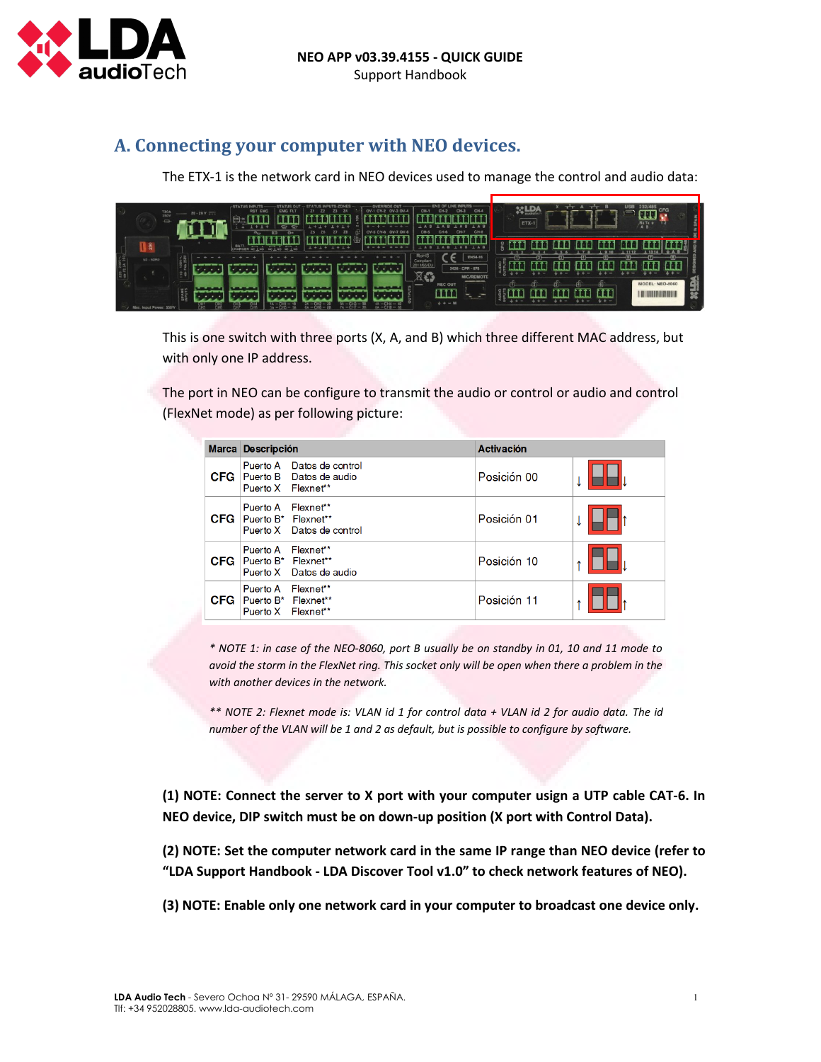# A. Connecting your computer with NEO devices.

The ETX-1 is the network card in NEO devices used to manage the control and audio data:

This is one switch with three ports (X, A, and B) which three different MAC address, but with only one IP address.

The port in NEO can be configure to transmit the audio or control or audio and control (FlexNet mode) as per following picture:

| Marca | Descripción | Activación | |
|---|---|---|---|
| CFG | Puerto A Datos de control<br>Puerto B Datos de audio<br>Puerto X Flexnet** | Posición 00 | ↓ ↓ |
| CFG | Puerto A Flexnet**<br>Puerto B* Flexnet**<br>Puerto X Datos de control | Posición 01 | ↓ ↑ |
| CFG | Puerto A Flexnet**<br>Puerto B* Flexnet**<br>Puerto X Datos de audio | Posición 10 | ↑ ↓ |
| CFG | Puerto A Flexnet**<br>Puerto B* Flexnet**<br>Puerto X Flexnet** | Posición 11 | ↑ ↑ |

*\* NOTE 1: in case of the NEO-8060, port B usually be on standby in 01, 10 and 11 mode to avoid the storm in the FlexNet ring. This socket only will be open when there a problem in the with another devices in the network.*

*\*\* NOTE 2: Flexnet mode is: VLAN id 1 for control data + VLAN id 2 for audio data. The id number of the VLAN will be 1 and 2 as default, but is possible to configure by software.*

**(1) NOTE: Connect the server to X port with your computer usign a UTP cable CAT-6. In NEO device, DIP switch must be on down-up position (X port with Control Data).**

**(2) NOTE: Set the computer network card in the same IP range than NEO device (refer to "LDA Support Handbook - LDA Discover Tool v1.0" to check network features of NEO).**

**(3) NOTE: Enable only one network card in your computer to broadcast one device only.**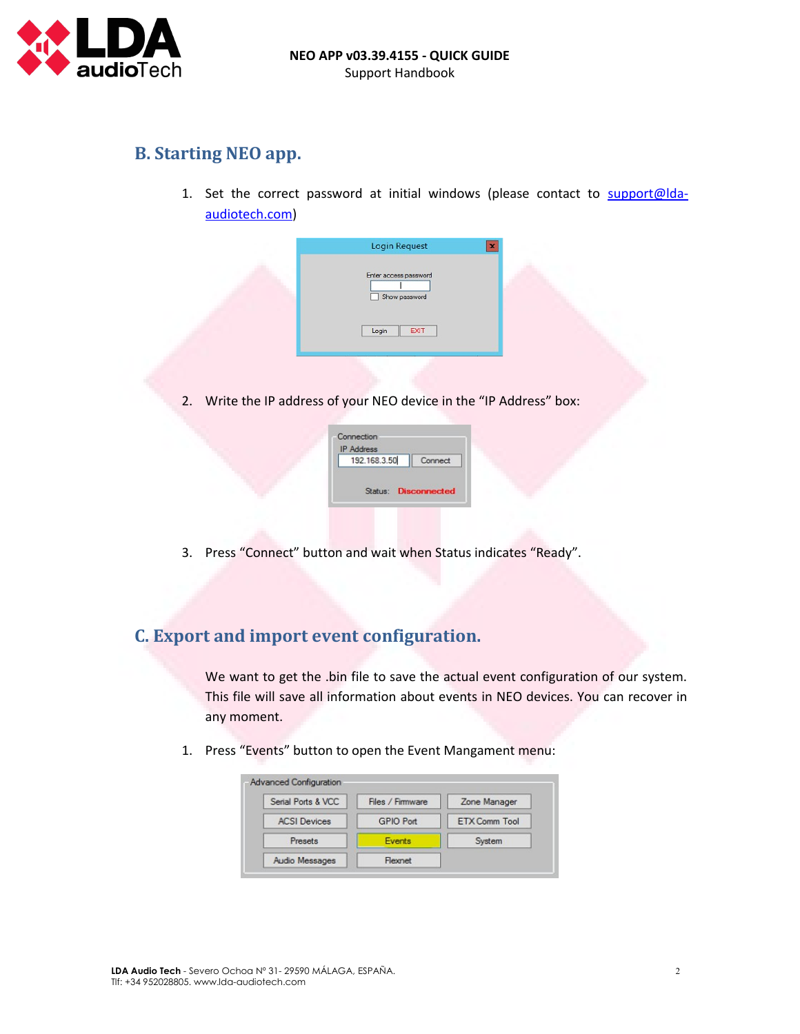## B. Starting NEO app.

1. Set the correct password at initial windows (please contact to support@lda-audiotech.com)

2. Write the IP address of your NEO device in the “IP Address” box:

3. Press “Connect” button and wait when Status indicates “Ready”.

## C. Export and import event configuration.

We want to get the .bin file to save the actual event configuration of our system. This file will save all information about events in NEO devices. You can recover in any moment.

1. Press “Events” button to open the Event Mangament menu: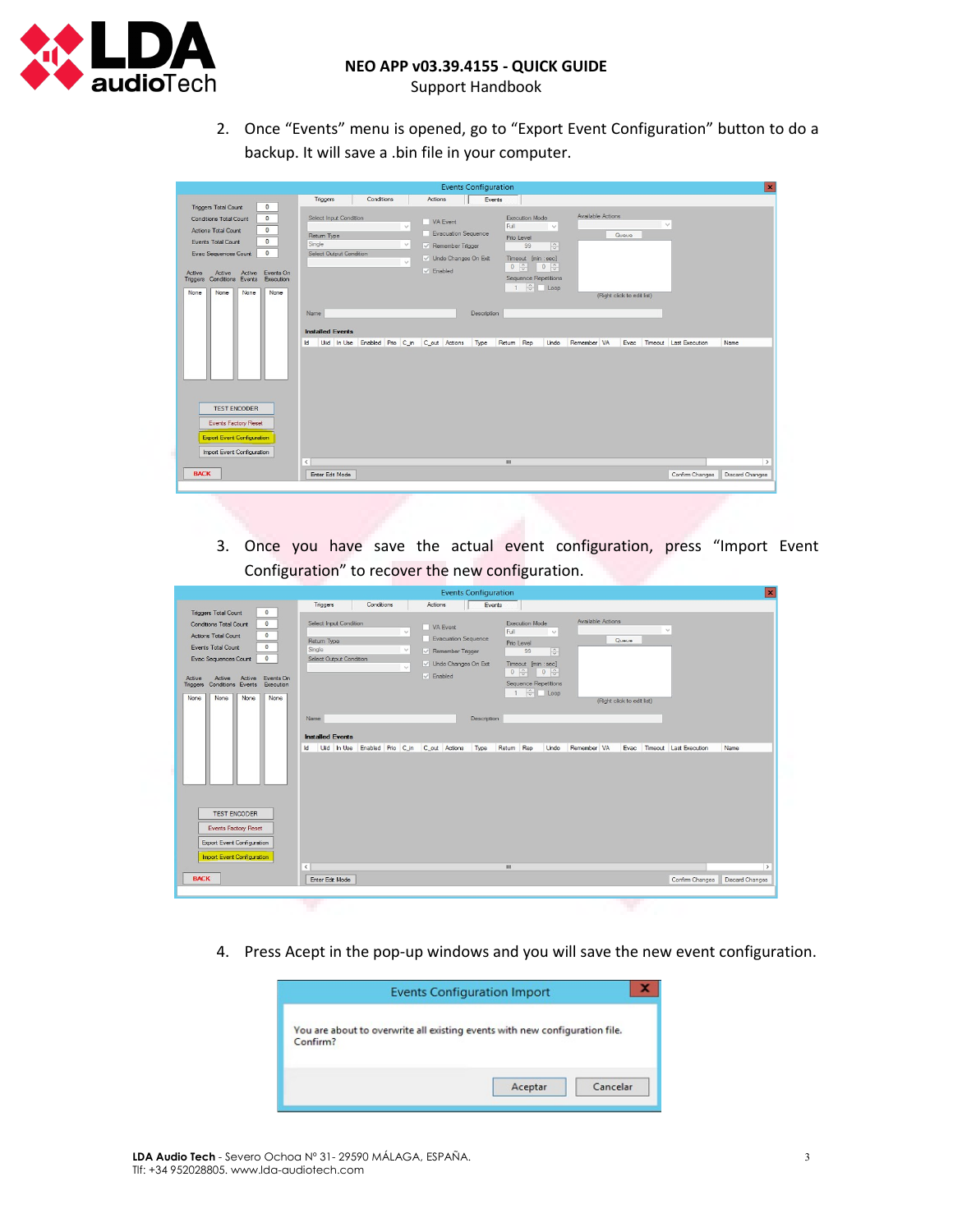2. Once “Events” menu is opened, go to “Export Event Configuration” button to do a backup. It will save a .bin file in your computer.

3. Once you have save the actual event configuration, press “Import Event Configuration” to recover the new configuration.

4. Press Acept in the pop-up windows and you will save the new event configuration.

LDA Audio Tech - Severo Ochoa Nº 31- 29590 MÁLAGA, ESPAÑA.
Tlf: +34 952028805. www.lda-audiotech.com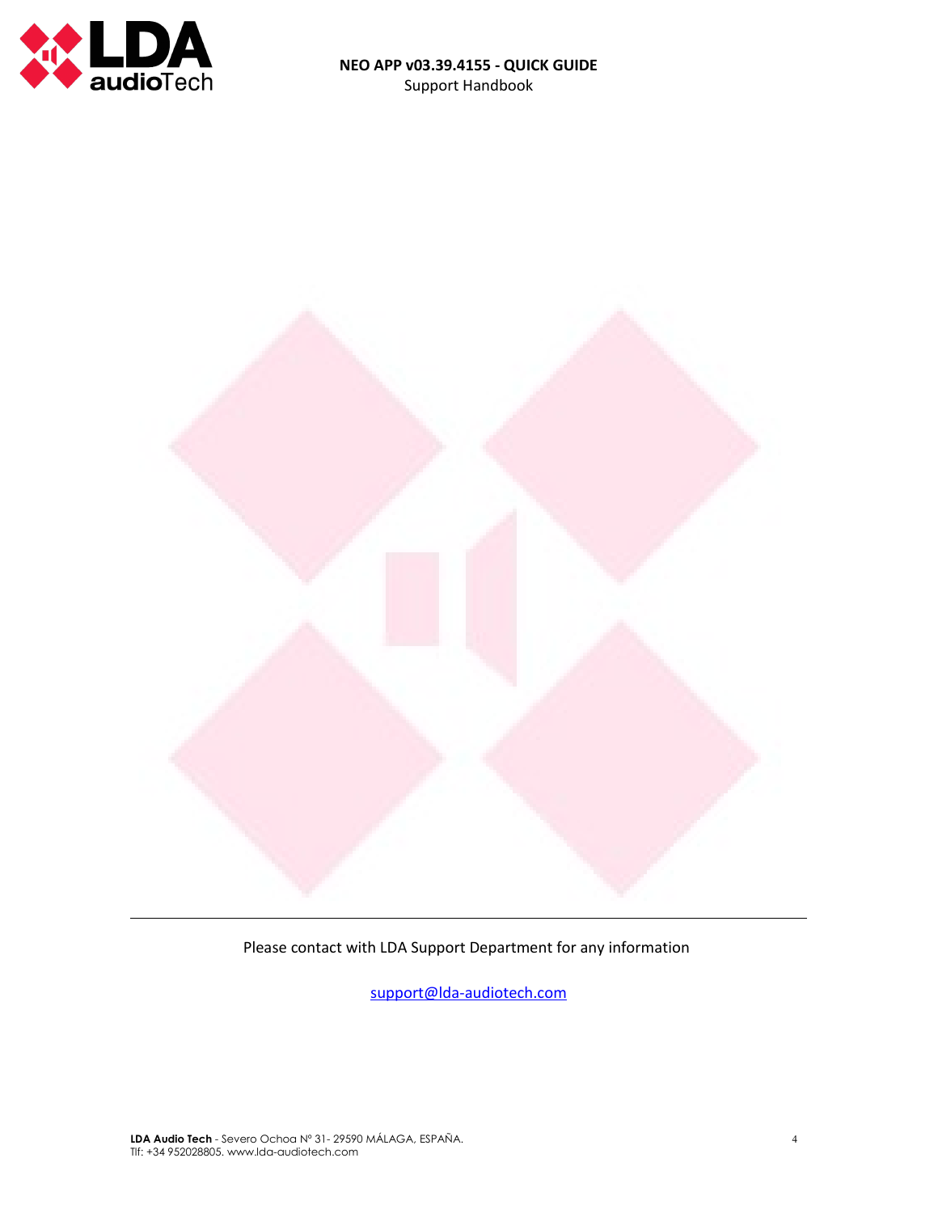Please contact with LDA Support Department for any information

support@lda-audiotech.com